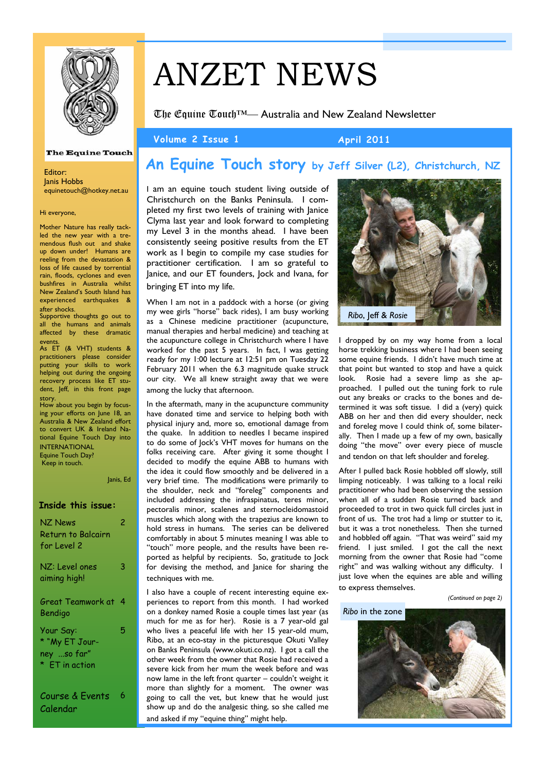# ANZET NEWS

The Equine Touch™— Australia and New Zealand Newsletter

**Volume 2 Issue 1** **April 2011**

The Equine Touch

Editor:
Janis Hobbs
equinetouch@hotkey.net.au

Hi everyone,

Mother Nature has really tackled the new year with a tremendous flush out and shake up down under! Humans are reeling from the devastation & loss of life caused by torrential rain, floods, cyclones and even bushfires in Australia whilst New Zealand's South Island has experienced earthquakes & after shocks.
Supportive thoughts go out to all the humans and animals affected by these dramatic events.
As ET (& VHT) students & practitioners please consider putting your skills to work helping out during the ongoing recovery process like ET student, Jeff, in this front page story.
How about you begin by focusing your efforts on June 18, an Australia & New Zealand effort to convert UK & Ireland National Equine Touch Day into INTERNATIONAL Equine Touch Day?
Keep in touch.

Janis, Ed

## Inside this issue:

- NZ News — Return to Balcairn for Level 2 — 2
- NZ: Level ones aiming high! — 3
- Great Teamwork at Bendigo — 4
- Your Say: * "My ET Journey ...so far" * ET in action — 5
- Course & Events Calendar — 6

## An Equine Touch story by Jeff Silver (L2), Christchurch, NZ

I am an equine touch student living outside of Christchurch on the Banks Peninsula. I completed my first two levels of training with Janice Clyma last year and look forward to completing my Level 3 in the months ahead. I have been consistently seeing positive results from the ET work as I begin to compile my case studies for practitioner certification. I am so grateful to Janice, and our ET founders, Jock and Ivana, for bringing ET into my life.

When I am not in a paddock with a horse (or giving my wee girls "horse" back rides), I am busy working as a Chinese medicine practitioner (acupuncture, manual therapies and herbal medicine) and teaching at the acupuncture college in Christchurch where I have worked for the past 5 years. In fact, I was getting ready for my 1:00 lecture at 12:51 pm on Tuesday 22 February 2011 when the 6.3 magnitude quake struck our city. We all knew straight away that we were among the lucky that afternoon.

In the aftermath, many in the acupuncture community have donated time and service to helping both with physical injury and, more so, emotional damage from the quake. In addition to needles I became inspired to do some of Jock's VHT moves for humans on the folks receiving care. After giving it some thought I decided to modify the equine ABB to humans with the idea it could flow smoothly and be delivered in a very brief time. The modifications were primarily to the shoulder, neck and "foreleg" components and included addressing the infraspinatus, teres minor, pectoralis minor, scalenes and sternocleidomastoid muscles which along with the trapezius are known to hold stress in humans. The series can be delivered comfortably in about 5 minutes meaning I was able to "touch" more people, and the results have been reported as helpful by recipients. So, gratitude to Jock for devising the method, and Janice for sharing the techniques with me.

I also have a couple of recent interesting equine experiences to report from this month. I had worked on a donkey named Rosie a couple times last year (as much for me as for her). Rosie is a 7 year-old gal who lives a peaceful life with her 15 year-old mum, Ribo, at an eco-stay in the picturesque Okuti Valley on Banks Peninsula (www.okuti.co.nz). I got a call the other week from the owner that Rosie had received a severe kick from her mum the week before and was now lame in the left front quarter – couldn't weight it more than slightly for a moment. The owner was going to call the vet, but knew that he would just show up and do the analgesic thing, so she called me and asked if my "equine thing" might help.

*Ribo*, Jeff & *Rosie*

I dropped by on my way home from a local horse trekking business where I had been seeing some equine friends. I didn't have much time at that point but wanted to stop and have a quick look. Rosie had a severe limp as she approached. I pulled out the tuning fork to rule out any breaks or cracks to the bones and determined it was soft tissue. I did a (very) quick ABB on her and then did every shoulder, neck and foreleg move I could think of, some bilaterally. Then I made up a few of my own, basically doing "the move" over every piece of muscle and tendon on that left shoulder and foreleg.

After I pulled back Rosie hobbled off slowly, still limping noticeably. I was talking to a local reiki practitioner who had been observing the session when all of a sudden Rosie turned back and proceeded to trot in two quick full circles just in front of us. The trot had a limp or stutter to it, but it was a trot nonetheless. Then she turned and hobbled off again. "That was weird" said my friend. I just smiled. I got the call the next morning from the owner that Rosie had "come right" and was walking without any difficulty. I just love when the equines are able and willing to express themselves.

*(Continued on page 2)*

*Ribo* in the zone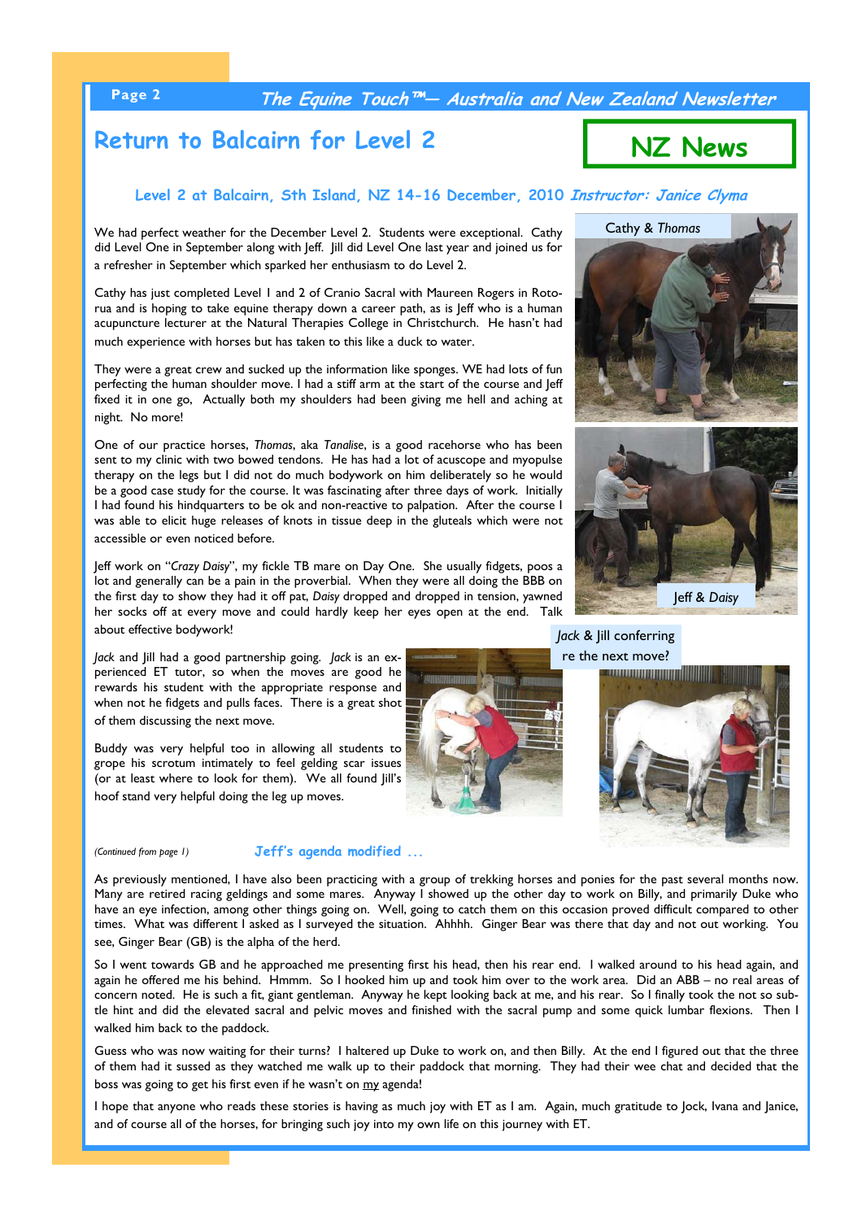## NZ News

# Return to Balcairn for Level 2

### Level 2 at Balcairn, Sth Island, NZ 14-16 December, 2010 *Instructor: Janice Clyma*

We had perfect weather for the December Level 2. Students were exceptional. Cathy did Level One in September along with Jeff. Jill did Level One last year and joined us for a refresher in September which sparked her enthusiasm to do Level 2.

Cathy has just completed Level 1 and 2 of Cranio Sacral with Maureen Rogers in Rotorua and is hoping to take equine therapy down a career path, as is Jeff who is a human acupuncture lecturer at the Natural Therapies College in Christchurch. He hasn't had much experience with horses but has taken to this like a duck to water.

They were a great crew and sucked up the information like sponges. WE had lots of fun perfecting the human shoulder move. I had a stiff arm at the start of the course and Jeff fixed it in one go, Actually both my shoulders had been giving me hell and aching at night. No more!

One of our practice horses, *Thomas*, aka *Tanalise*, is a good racehorse who has been sent to my clinic with two bowed tendons. He has had a lot of acuscope and myopulse therapy on the legs but I did not do much bodywork on him deliberately so he would be a good case study for the course. It was fascinating after three days of work. Initially I had found his hindquarters to be ok and non-reactive to palpation. After the course I was able to elicit huge releases of knots in tissue deep in the gluteals which were not accessible or even noticed before.

Jeff work on "*Crazy Daisy*", my fickle TB mare on Day One. She usually fidgets, poos a lot and generally can be a pain in the proverbial. When they were all doing the BBB on the first day to show they had it off pat, *Daisy* dropped and dropped in tension, yawned her socks off at every move and could hardly keep her eyes open at the end. Talk about effective bodywork!

Cathy & *Thomas*

Jeff & *Daisy*

*Jack* and Jill had a good partnership going. *Jack* is an experienced ET tutor, so when the moves are good he rewards his student with the appropriate response and when not he fidgets and pulls faces. There is a great shot of them discussing the next move.

Buddy was very helpful too in allowing all students to grope his scrotum intimately to feel gelding scar issues (or at least where to look for them). We all found Jill's hoof stand very helpful doing the leg up moves.

*Jack* & Jill conferring re the next move?

*(Continued from page 1)*

### Jeff's agenda modified ...

As previously mentioned, I have also been practicing with a group of trekking horses and ponies for the past several months now. Many are retired racing geldings and some mares. Anyway I showed up the other day to work on Billy, and primarily Duke who have an eye infection, among other things going on. Well, going to catch them on this occasion proved difficult compared to other times. What was different I asked as I surveyed the situation. Ahhhh. Ginger Bear was there that day and not out working. You see, Ginger Bear (GB) is the alpha of the herd.

So I went towards GB and he approached me presenting first his head, then his rear end. I walked around to his head again, and again he offered me his behind. Hmmm. So I hooked him up and took him over to the work area. Did an ABB – no real areas of concern noted. He is such a fit, giant gentleman. Anyway he kept looking back at me, and his rear. So I finally took the not so subtle hint and did the elevated sacral and pelvic moves and finished with the sacral pump and some quick lumbar flexions. Then I walked him back to the paddock.

Guess who was now waiting for their turns? I haltered up Duke to work on, and then Billy. At the end I figured out that the three of them had it sussed as they watched me walk up to their paddock that morning. They had their wee chat and decided that the boss was going to get his first even if he wasn't on my agenda!

I hope that anyone who reads these stories is having as much joy with ET as I am. Again, much gratitude to Jock, Ivana and Janice, and of course all of the horses, for bringing such joy into my own life on this journey with ET.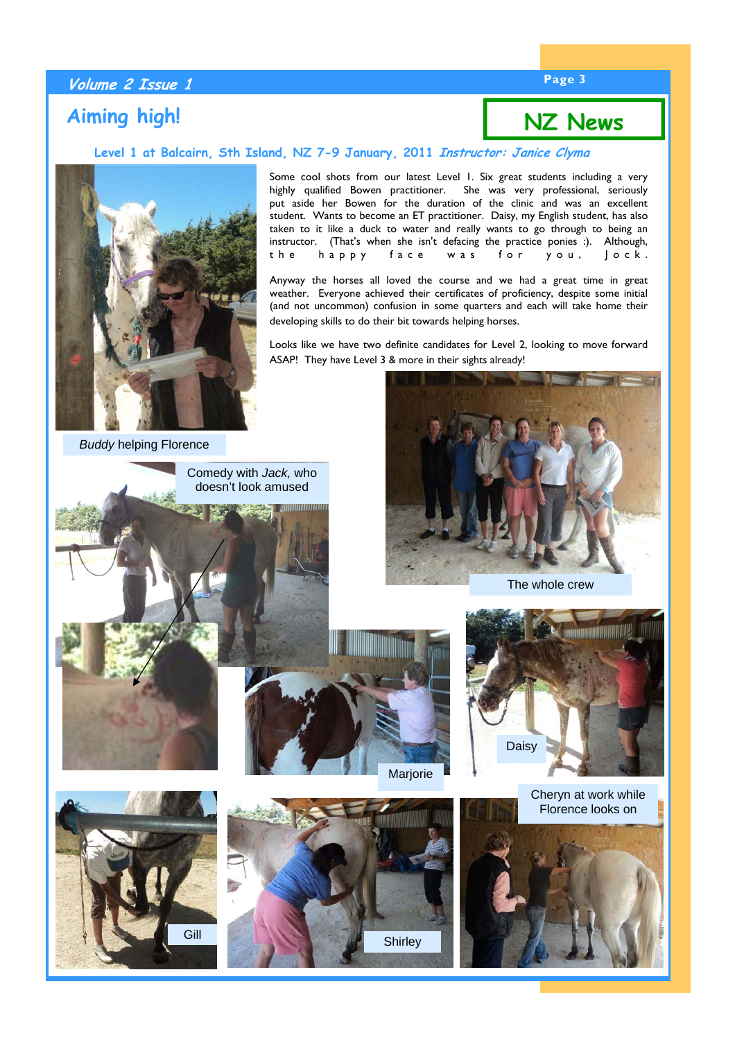# Aiming high!

## NZ News

### Level 1 at Balcairn, Sth Island, NZ 7-9 January, 2011 *Instructor: Janice Clyma*

Some cool shots from our latest Level I. Six great students including a very highly qualified Bowen practitioner. She was very professional, seriously put aside her Bowen for the duration of the clinic and was an excellent student. Wants to become an ET practitioner. Daisy, my English student, has also taken to it like a duck to water and really wants to go through to being an instructor. (That's when she isn't defacing the practice ponies :). Although, the happy face was for you, Jock.

Anyway the horses all loved the course and we had a great time in great weather. Everyone achieved their certificates of proficiency, despite some initial (and not uncommon) confusion in some quarters and each will take home their developing skills to do their bit towards helping horses.

Looks like we have two definite candidates for Level 2, looking to move forward ASAP! They have Level 3 & more in their sights already!

*Buddy* helping Florence

The whole crew

Comedy with *Jack,* who doesn't look amused

Marjorie

Daisy

Cheryn at work while Florence looks on

Gill

Shirley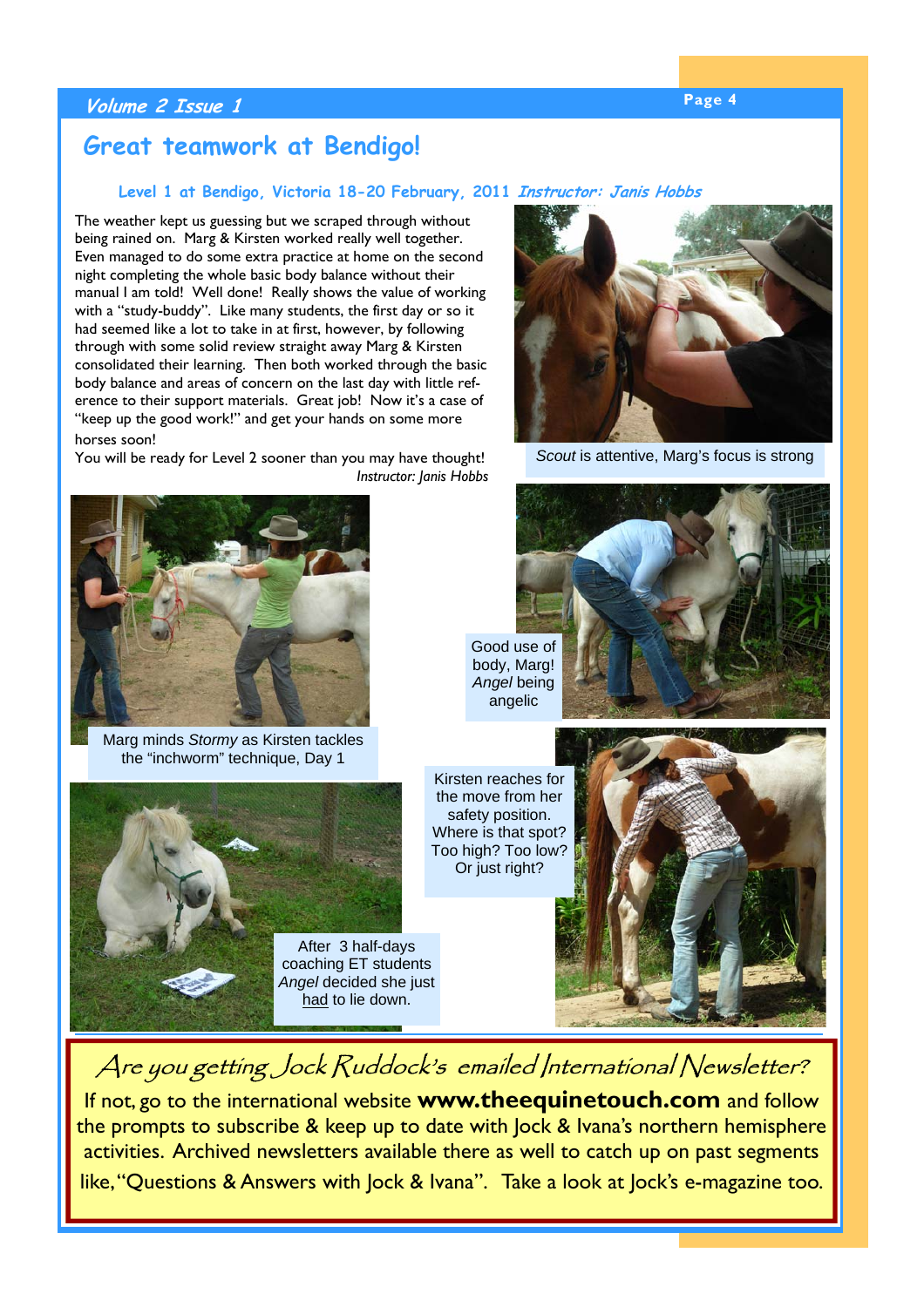## Great teamwork at Bendigo!

### Level 1 at Bendigo, Victoria 18-20 February, 2011 *Instructor: Janis Hobbs*

The weather kept us guessing but we scraped through without being rained on. Marg & Kirsten worked really well together. Even managed to do some extra practice at home on the second night completing the whole basic body balance without their manual I am told! Well done! Really shows the value of working with a "study-buddy". Like many students, the first day or so it had seemed like a lot to take in at first, however, by following through with some solid review straight away Marg & Kirsten consolidated their learning. Then both worked through the basic body balance and areas of concern on the last day with little reference to their support materials. Great job! Now it's a case of "keep up the good work!" and get your hands on some more horses soon!

You will be ready for Level 2 sooner than you may have thought!

*Instructor: Janis Hobbs*

*Scout* is attentive, Marg's focus is strong

Marg minds *Stormy* as Kirsten tackles the "inchworm" technique, Day 1

Good use of body, Marg! *Angel* being angelic

Kirsten reaches for the move from her safety position. Where is that spot? Too high? Too low? Or just right?

After 3 half-days coaching ET students *Angel* decided she just had to lie down.

---

*Are you getting Jock Ruddock's emailed International Newsletter?*

If not, go to the international website **www.theequinetouch.com** and follow the prompts to subscribe & keep up to date with Jock & Ivana's northern hemisphere activities. Archived newsletters available there as well to catch up on past segments like, "Questions & Answers with Jock & Ivana". Take a look at Jock's e-magazine too.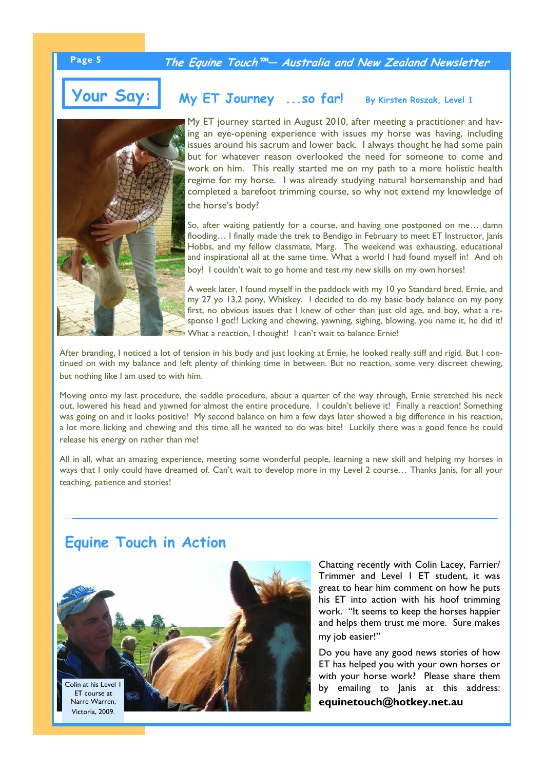## Your Say:

## My ET Journey ...so far!

**By Kirsten Roszak, Level 1**

My ET journey started in August 2010, after meeting a practitioner and having an eye-opening experience with issues my horse was having, including issues around his sacrum and lower back. I always thought he had some pain but for whatever reason overlooked the need for someone to come and work on him. This really started me on my path to a more holistic health regime for my horse. I was already studying natural horsemanship and had completed a barefoot trimming course, so why not extend my knowledge of the horse's body?

So, after waiting patiently for a course, and having one postponed on me… damn flooding… I finally made the trek to Bendigo in February to meet ET Instructor, Janis Hobbs, and my fellow classmate, Marg. The weekend was exhausting, educational and inspirational all at the same time. What a world I had found myself in! And oh boy! I couldn't wait to go home and test my new skills on my own horses!

A week later, I found myself in the paddock with my 10 yo Standard bred, Ernie, and my 27 yo 13.2 pony, Whiskey. I decided to do my basic body balance on my pony first, no obvious issues that I knew of other than just old age, and boy, what a response I got!! Licking and chewing, yawning, sighing, blowing, you name it, he did it! What a reaction, I thought! I can't wait to balance Ernie!

After branding, I noticed a lot of tension in his body and just looking at Ernie, he looked really stiff and rigid. But I continued on with my balance and left plenty of thinking time in between. But no reaction, some very discreet chewing, but nothing like I am used to with him.

Moving onto my last procedure, the saddle procedure, about a quarter of the way through, Ernie stretched his neck out, lowered his head and yawned for almost the entire procedure. I couldn't believe it! Finally a reaction! Something was going on and it looks positive! My second balance on him a few days later showed a big difference in his reaction, a lot more licking and chewing and this time all he wanted to do was bite! Luckily there was a good fence he could release his energy on rather than me!

All in all, what an amazing experience, meeting some wonderful people, learning a new skill and helping my horses in ways that I only could have dreamed of. Can't wait to develop more in my Level 2 course… Thanks Janis, for all your teaching, patience and stories!

## Equine Touch in Action

Colin at his Level I ET course at Narre Warren, Victoria, 2009.

Chatting recently with Colin Lacey, Farrier/Trimmer and Level I ET student, it was great to hear him comment on how he puts his ET into action with his hoof trimming work. "It seems to keep the horses happier and helps them trust me more. Sure makes my job easier!"

Do you have any good news stories of how ET has helped you with your own horses or with your horse work? Please share them by emailing to Janis at this address: **equinetouch@hotkey.net.au**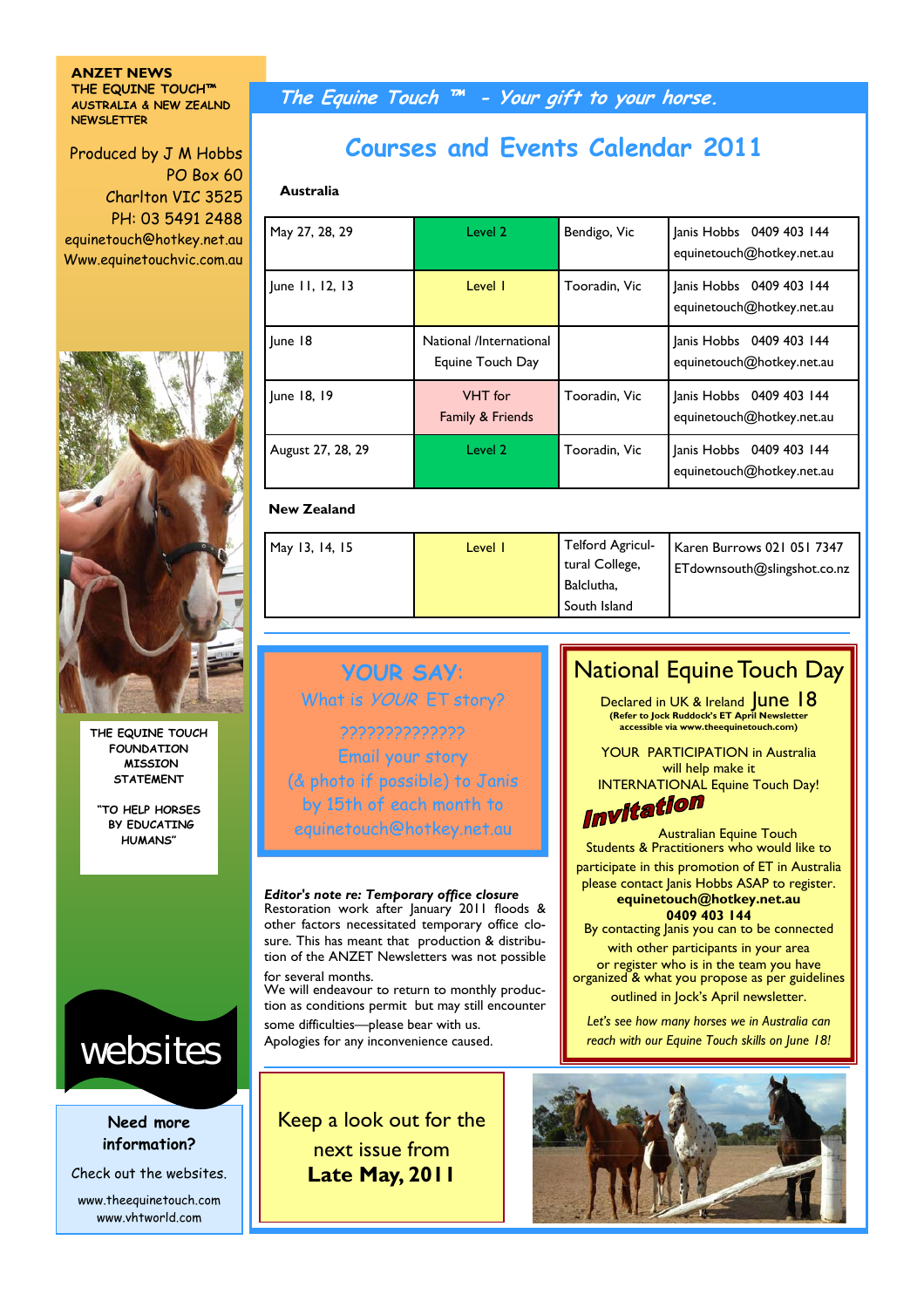**ANZET NEWS**
THE EQUINE TOUCH™
AUSTRALIA & NEW ZEALND
NEWSLETTER

Produced by J M Hobbs
PO Box 60
Charlton VIC 3525
PH: 03 5491 2488
equinetouch@hotkey.net.au
Www.equinetouchvic.com.au

THE EQUINE TOUCH FOUNDATION MISSION STATEMENT

"TO HELP HORSES BY EDUCATING HUMANS"

## websites

**Need more information?**

Check out the websites.

www.theequinetouch.com
www.vhtworld.com

*The Equine Touch ™ - Your gift to your horse.*

# Courses and Events Calendar 2011

**Australia**

| | | | |
|---|---|---|---|
| May 27, 28, 29 | Level 2 | Bendigo, Vic | Janis Hobbs 0409 403 144 equinetouch@hotkey.net.au |
| June 11, 12, 13 | Level 1 | Tooradin, Vic | Janis Hobbs 0409 403 144 equinetouch@hotkey.net.au |
| June 18 | National /International Equine Touch Day | | Janis Hobbs 0409 403 144 equinetouch@hotkey.net.au |
| June 18, 19 | VHT for Family & Friends | Tooradin, Vic | Janis Hobbs 0409 403 144 equinetouch@hotkey.net.au |
| August 27, 28, 29 | Level 2 | Tooradin, Vic | Janis Hobbs 0409 403 144 equinetouch@hotkey.net.au |

**New Zealand**

| | | | |
|---|---|---|---|
| May 13, 14, 15 | Level 1 | Telford Agricultural College, Balclutha, South Island | Karen Burrows 021 051 7347 ETdownsouth@slingshot.co.nz |

## YOUR SAY:

What is *YOUR* ET story?

??????????????

Email your story (& photo if possible) to Janis by 15th of each month to equinetouch@hotkey.net.au

***Editor's note re: Temporary office closure***
Restoration work after January 2011 floods & other factors necessitated temporary office closure. This has meant that production & distribution of the ANZET Newsletters was not possible for several months.
We will endeavour to return to monthly production as conditions permit but may still encounter some difficulties—please bear with us.
Apologies for any inconvenience caused.

## National Equine Touch Day

Declared in UK & Ireland **June 18**
**(Refer to Jock Ruddock's ET April Newsletter accessible via www.theequinetouch.com)**

YOUR PARTICIPATION in Australia will help make it INTERNATIONAL Equine Touch Day!

***Invitation***

Australian Equine Touch Students & Practitioners who would like to participate in this promotion of ET in Australia please contact Janis Hobbs ASAP to register.
**equinetouch@hotkey.net.au**
**0409 403 144**
By contacting Janis you can to be connected with other participants in your area or register who is in the team you have organized & what you propose as per guidelines outlined in Jock's April newsletter.

*Let's see how many horses we in Australia can reach with our Equine Touch skills on June 18!*

Keep a look out for the next issue from
**Late May, 2011**